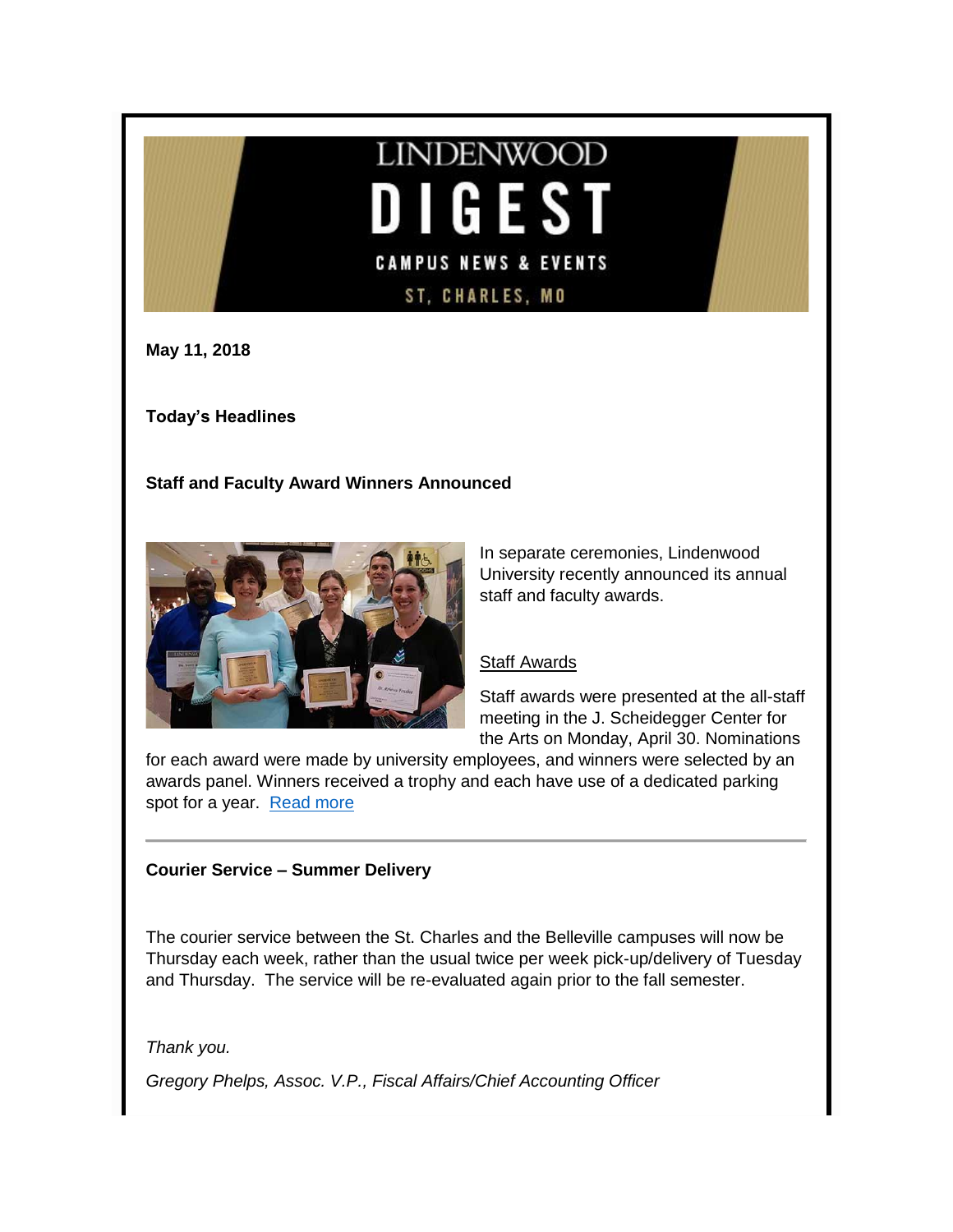LINDENWOOD

# DIGEST

CAMPUS NEWS & EVENTS

ST. CHARLES, MO

**May 11, 2018**

**Today's Headlines**

**Staff and Faculty Award Winners Announced**

In separate ceremonies, Lindenwood University recently announced its annual staff and faculty awards.

Staff Awards

Staff awards were presented at the all-staff meeting in the J. Scheidegger Center for the Arts on Monday, April 30. Nominations for each award were made by university employees, and winners were selected by an awards panel. Winners received a trophy and each have use of a dedicated parking spot for a year. [Read more]

---

**Courier Service – Summer Delivery**

The courier service between the St. Charles and the Belleville campuses will now be Thursday each week, rather than the usual twice per week pick-up/delivery of Tuesday and Thursday. The service will be re-evaluated again prior to the fall semester.

*Thank you.*

*Gregory Phelps, Assoc. V.P., Fiscal Affairs/Chief Accounting Officer*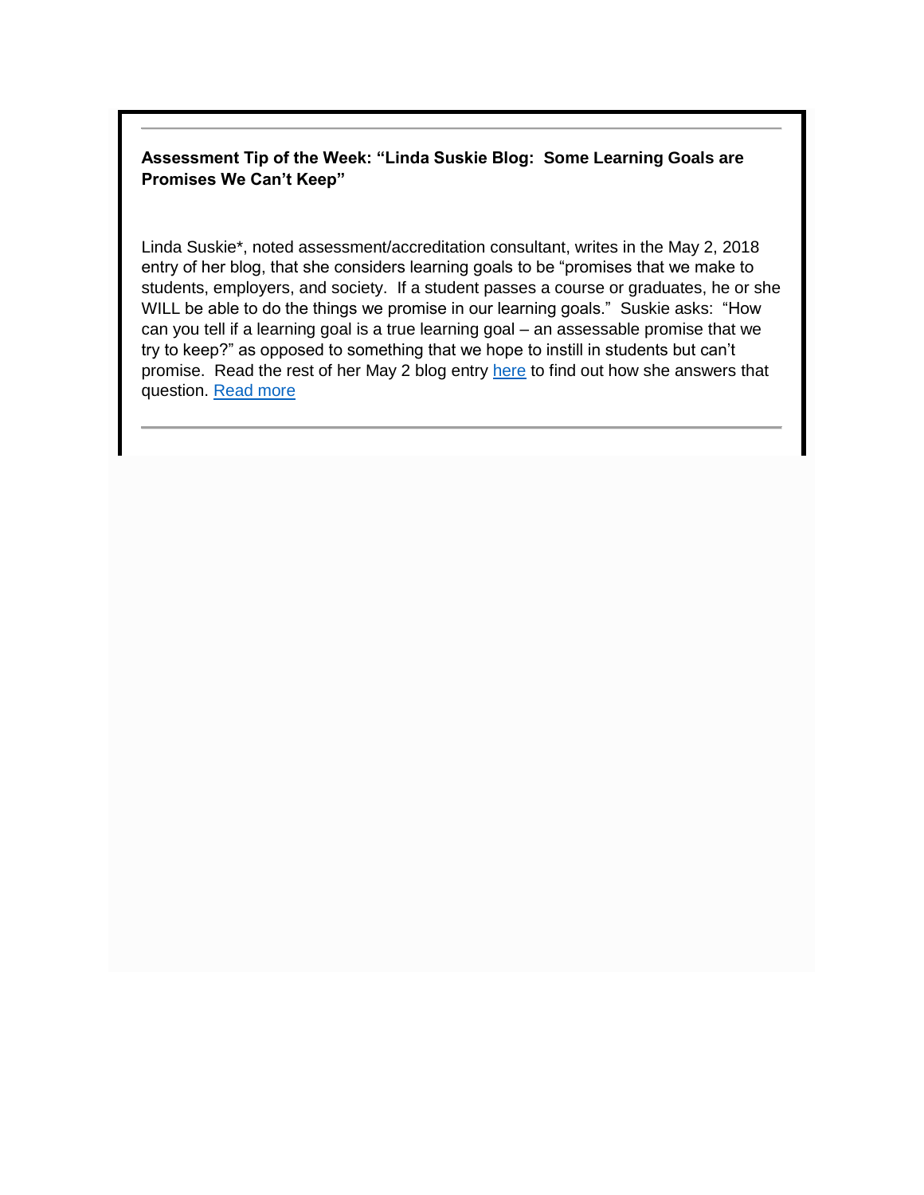---

**Assessment Tip of the Week: "Linda Suskie Blog: Some Learning Goals are Promises We Can't Keep"**

Linda Suskie*, noted assessment/accreditation consultant, writes in the May 2, 2018 entry of her blog, that she considers learning goals to be "promises that we make to students, employers, and society. If a student passes a course or graduates, he or she WILL be able to do the things we promise in our learning goals." Suskie asks: "How can you tell if a learning goal is a true learning goal – an assessable promise that we try to keep?" as opposed to something that we hope to instill in students but can't promise. Read the rest of her May 2 blog entry here to find out how she answers that question. Read more

---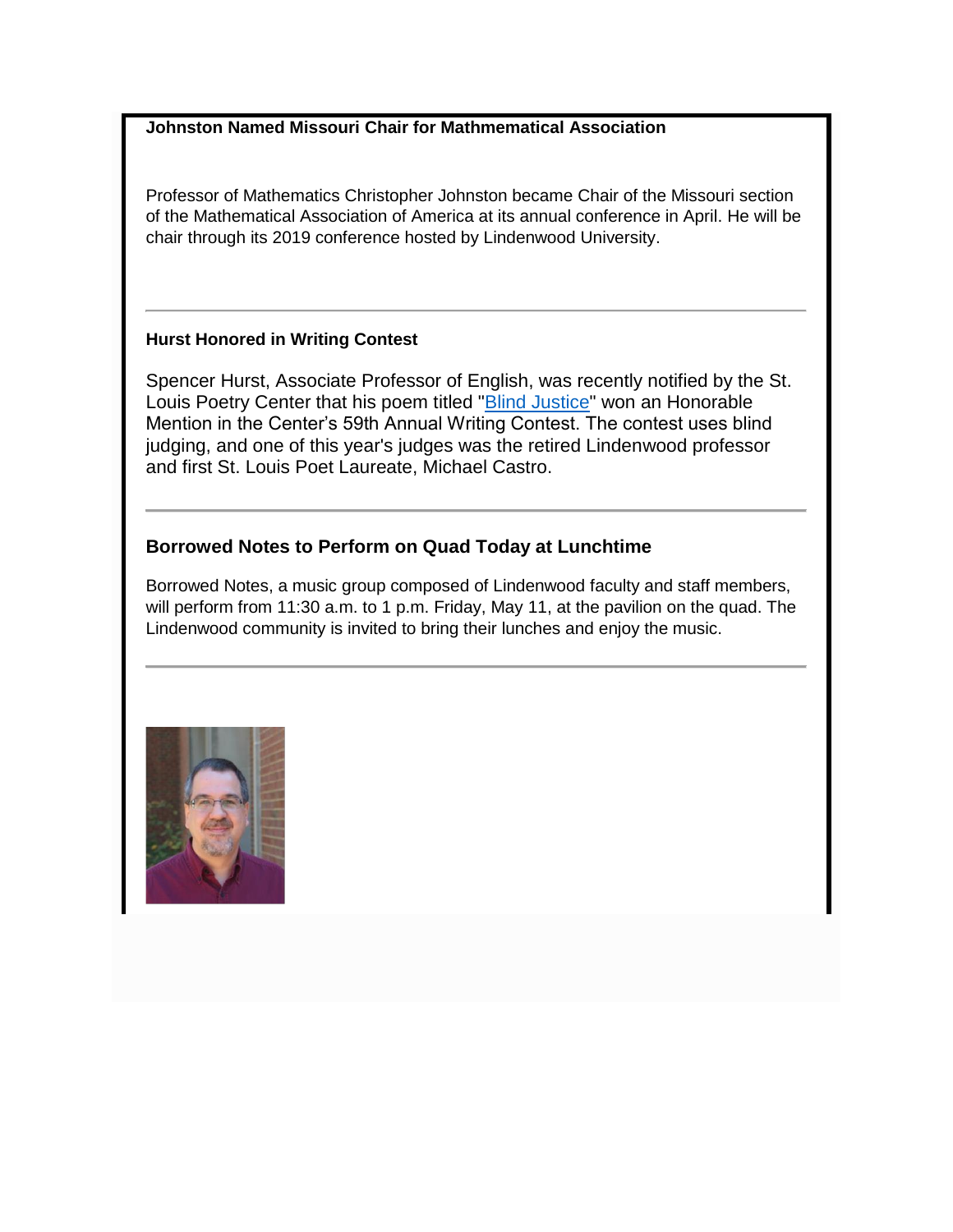### Johnston Named Missouri Chair for Mathmematical Association

Professor of Mathematics Christopher Johnston became Chair of the Missouri section of the Mathematical Association of America at its annual conference in April. He will be chair through its 2019 conference hosted by Lindenwood University.

---

### Hurst Honored in Writing Contest

Spencer Hurst, Associate Professor of English, was recently notified by the St. Louis Poetry Center that his poem titled "Blind Justice" won an Honorable Mention in the Center's 59th Annual Writing Contest. The contest uses blind judging, and one of this year's judges was the retired Lindenwood professor and first St. Louis Poet Laureate, Michael Castro.

---

### Borrowed Notes to Perform on Quad Today at Lunchtime

Borrowed Notes, a music group composed of Lindenwood faculty and staff members, will perform from 11:30 a.m. to 1 p.m. Friday, May 11, at the pavilion on the quad. The Lindenwood community is invited to bring their lunches and enjoy the music.

---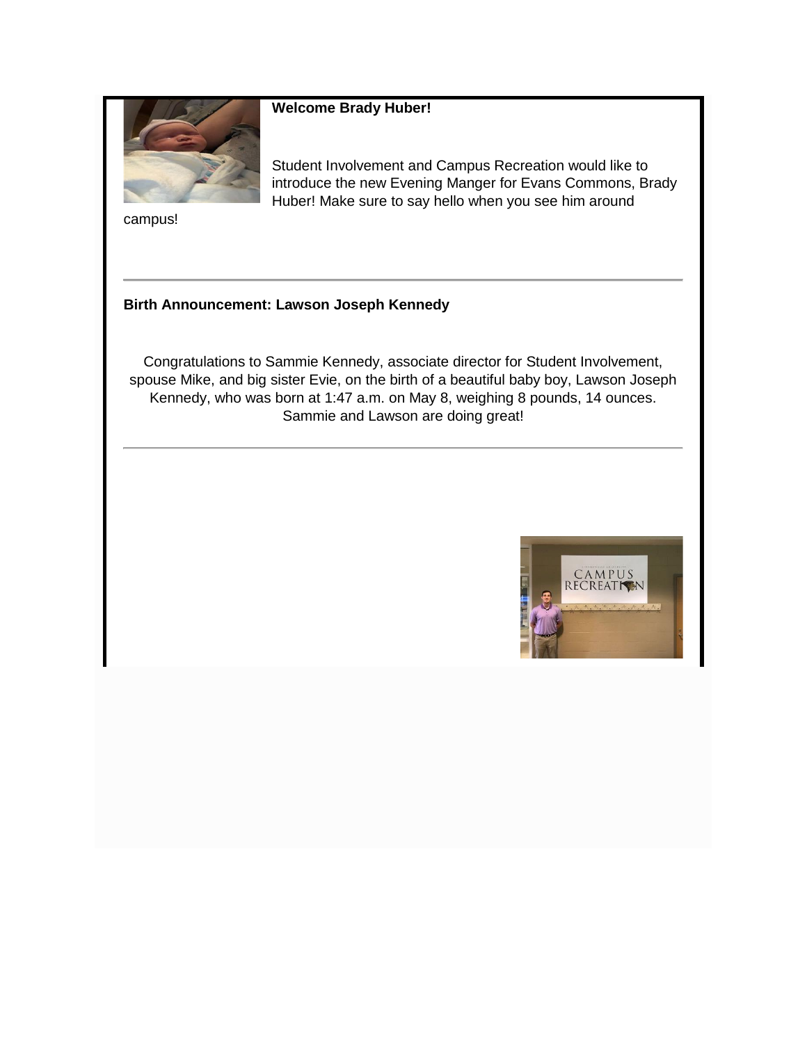**Welcome Brady Huber!**

Student Involvement and Campus Recreation would like to introduce the new Evening Manger for Evans Commons, Brady Huber! Make sure to say hello when you see him around campus!

---

**Birth Announcement: Lawson Joseph Kennedy**

Congratulations to Sammie Kennedy, associate director for Student Involvement, spouse Mike, and big sister Evie, on the birth of a beautiful baby boy, Lawson Joseph Kennedy, who was born at 1:47 a.m. on May 8, weighing 8 pounds, 14 ounces. Sammie and Lawson are doing great!

---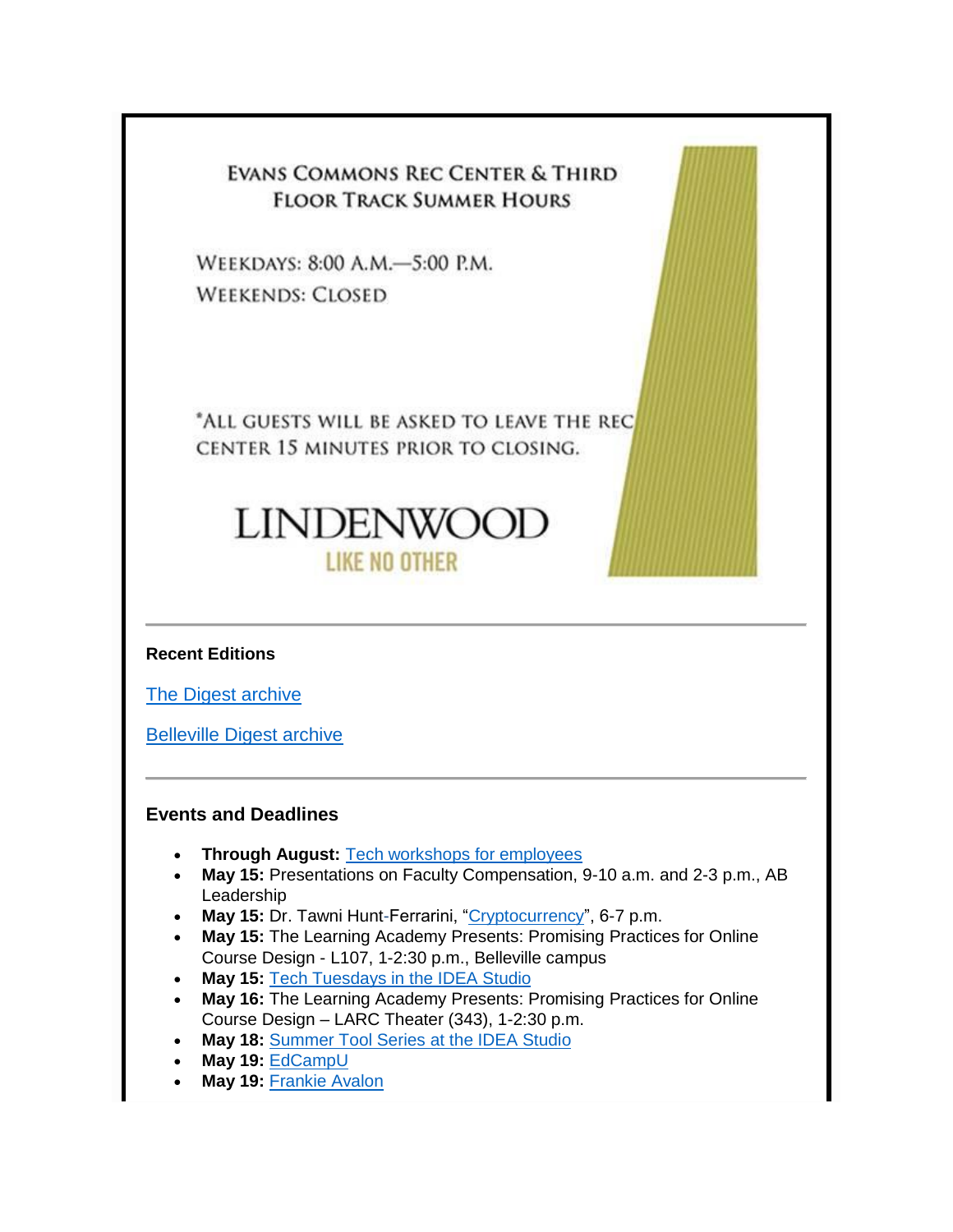EVANS COMMONS REC CENTER & THIRD FLOOR TRACK SUMMER HOURS

WEEKDAYS: 8:00 A.M.—5:00 P.M.

WEEKENDS: CLOSED

*ALL GUESTS WILL BE ASKED TO LEAVE THE REC CENTER 15 MINUTES PRIOR TO CLOSING.

LINDENWOOD

LIKE NO OTHER

---

**Recent Editions**

The Digest archive

Belleville Digest archive

---

**Events and Deadlines**

- **Through August:** Tech workshops for employees
- **May 15:** Presentations on Faculty Compensation, 9-10 a.m. and 2-3 p.m., AB Leadership
- **May 15:** Dr. Tawni Hunt-Ferrarini, "Cryptocurrency", 6-7 p.m.
- **May 15:** The Learning Academy Presents: Promising Practices for Online Course Design - L107, 1-2:30 p.m., Belleville campus
- **May 15:** Tech Tuesdays in the IDEA Studio
- **May 16:** The Learning Academy Presents: Promising Practices for Online Course Design – LARC Theater (343), 1-2:30 p.m.
- **May 18:** Summer Tool Series at the IDEA Studio
- **May 19:** EdCampU
- **May 19:** Frankie Avalon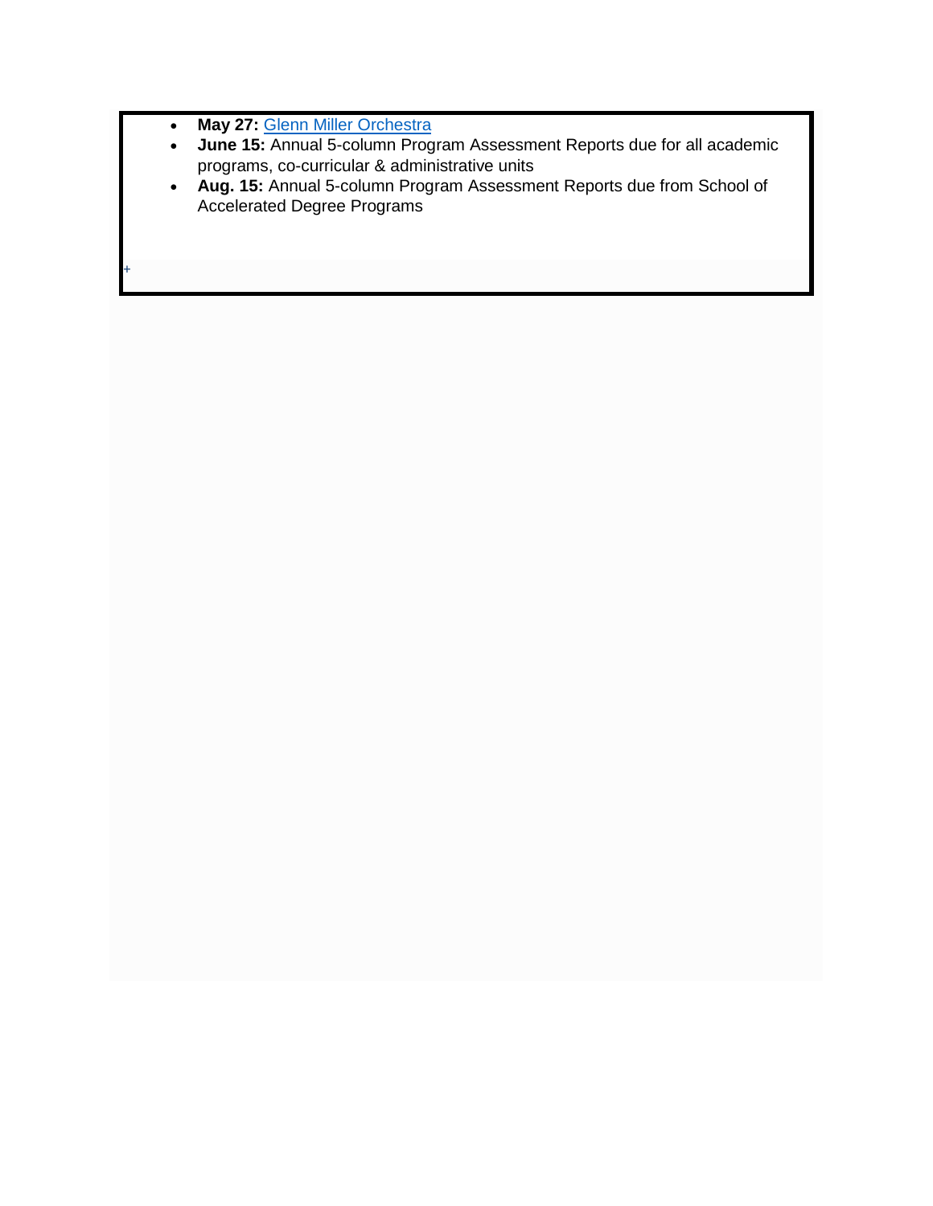- **May 27:** Glenn Miller Orchestra
- **June 15:** Annual 5-column Program Assessment Reports due for all academic programs, co-curricular & administrative units
- **Aug. 15:** Annual 5-column Program Assessment Reports due from School of Accelerated Degree Programs

+